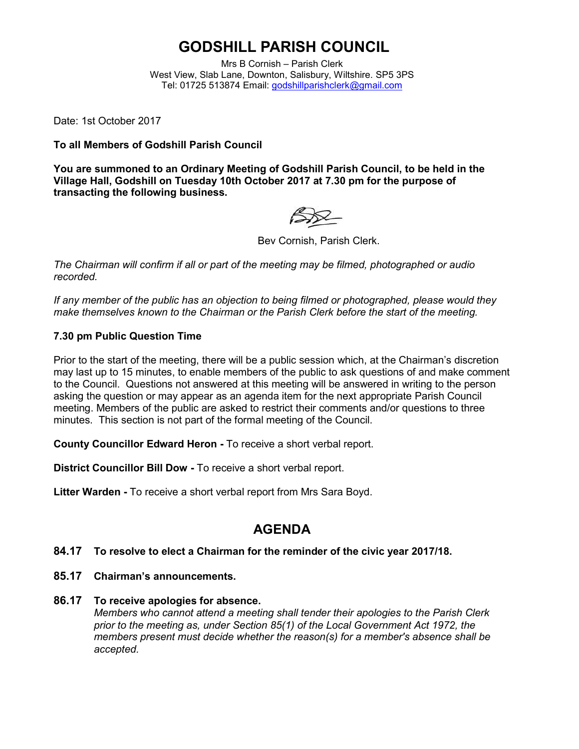# GODSHILL PARISH COUNCIL

Mrs B Cornish – Parish Clerk
West View, Slab Lane, Downton, Salisbury, Wiltshire. SP5 3PS
Tel: 01725 513874 Email: godshillparishclerk@gmail.com

Date: 1st October 2017

**To all Members of Godshill Parish Council**

**You are summoned to an Ordinary Meeting of Godshill Parish Council, to be held in the Village Hall, Godshill on Tuesday 10th October 2017 at 7.30 pm for the purpose of transacting the following business.**

Bev Cornish, Parish Clerk.

*The Chairman will confirm if all or part of the meeting may be filmed, photographed or audio recorded.*

*If any member of the public has an objection to being filmed or photographed, please would they make themselves known to the Chairman or the Parish Clerk before the start of the meeting.*

**7.30 pm Public Question Time**

Prior to the start of the meeting, there will be a public session which, at the Chairman's discretion may last up to 15 minutes, to enable members of the public to ask questions of and make comment to the Council. Questions not answered at this meeting will be answered in writing to the person asking the question or may appear as an agenda item for the next appropriate Parish Council meeting. Members of the public are asked to restrict their comments and/or questions to three minutes. This section is not part of the formal meeting of the Council.

**County Councillor Edward Heron -** To receive a short verbal report.

**District Councillor Bill Dow -** To receive a short verbal report.

**Litter Warden -** To receive a short verbal report from Mrs Sara Boyd.

## AGENDA

**84.17 To resolve to elect a Chairman for the reminder of the civic year 2017/18.**

**85.17 Chairman's announcements.**

**86.17 To receive apologies for absence.**
*Members who cannot attend a meeting shall tender their apologies to the Parish Clerk prior to the meeting as, under Section 85(1) of the Local Government Act 1972, the members present must decide whether the reason(s) for a member's absence shall be accepted.*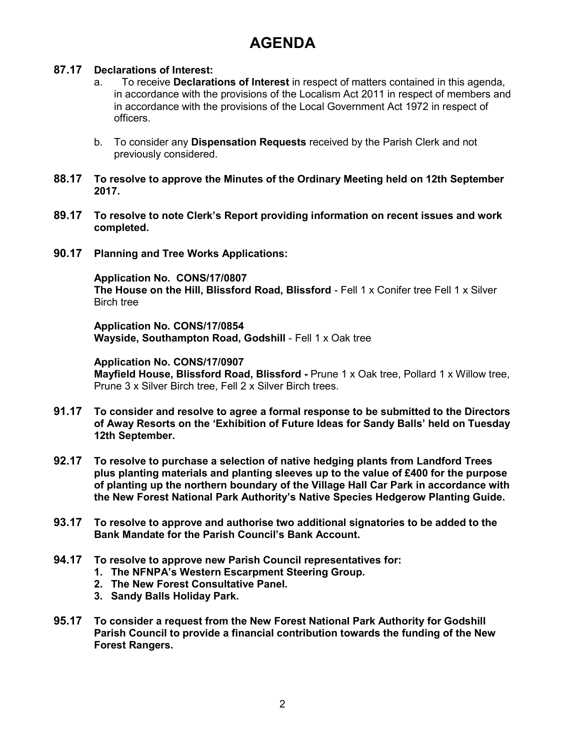# AGENDA

**87.17 Declarations of Interest:**

a. To receive **Declarations of Interest** in respect of matters contained in this agenda, in accordance with the provisions of the Localism Act 2011 in respect of members and in accordance with the provisions of the Local Government Act 1972 in respect of officers.

b. To consider any **Dispensation Requests** received by the Parish Clerk and not previously considered.

**88.17 To resolve to approve the Minutes of the Ordinary Meeting held on 12th September 2017.**

**89.17 To resolve to note Clerk's Report providing information on recent issues and work completed.**

**90.17 Planning and Tree Works Applications:**

**Application No. CONS/17/0807**
**The House on the Hill, Blissford Road, Blissford** - Fell 1 x Conifer tree Fell 1 x Silver Birch tree

**Application No. CONS/17/0854**
**Wayside, Southampton Road, Godshill** - Fell 1 x Oak tree

**Application No. CONS/17/0907**
**Mayfield House, Blissford Road, Blissford -** Prune 1 x Oak tree, Pollard 1 x Willow tree, Prune 3 x Silver Birch tree, Fell 2 x Silver Birch trees.

**91.17 To consider and resolve to agree a formal response to be submitted to the Directors of Away Resorts on the 'Exhibition of Future Ideas for Sandy Balls' held on Tuesday 12th September.**

**92.17 To resolve to purchase a selection of native hedging plants from Landford Trees plus planting materials and planting sleeves up to the value of £400 for the purpose of planting up the northern boundary of the Village Hall Car Park in accordance with the New Forest National Park Authority's Native Species Hedgerow Planting Guide.**

**93.17 To resolve to approve and authorise two additional signatories to be added to the Bank Mandate for the Parish Council's Bank Account.**

**94.17 To resolve to approve new Parish Council representatives for:**

1. **The NFNPA's Western Escarpment Steering Group.**
2. **The New Forest Consultative Panel.**
3. **Sandy Balls Holiday Park.**

**95.17 To consider a request from the New Forest National Park Authority for Godshill Parish Council to provide a financial contribution towards the funding of the New Forest Rangers.**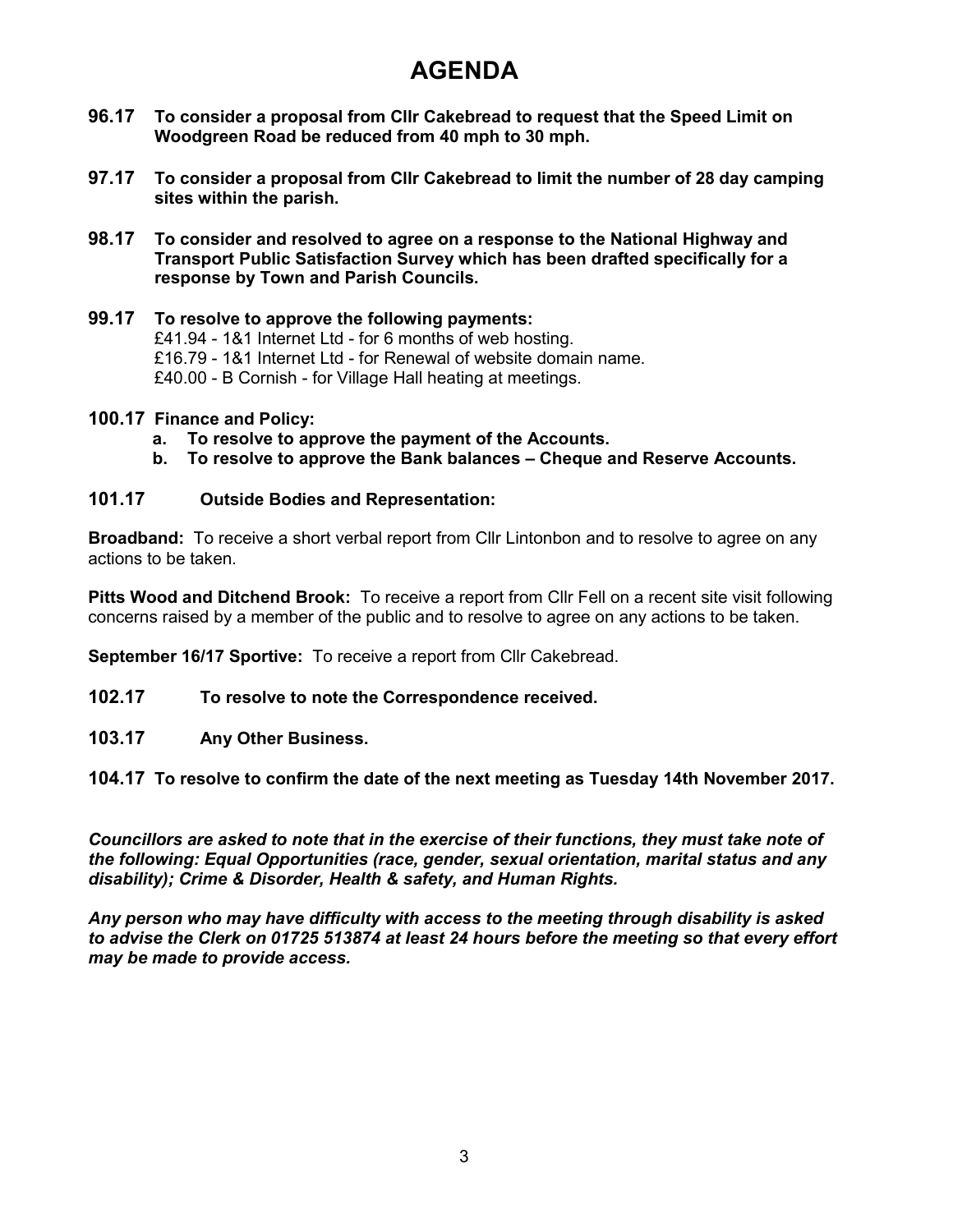# AGENDA

**96.17 To consider a proposal from Cllr Cakebread to request that the Speed Limit on Woodgreen Road be reduced from 40 mph to 30 mph.**

**97.17 To consider a proposal from Cllr Cakebread to limit the number of 28 day camping sites within the parish.**

**98.17 To consider and resolved to agree on a response to the National Highway and Transport Public Satisfaction Survey which has been drafted specifically for a response by Town and Parish Councils.**

**99.17 To resolve to approve the following payments:**
£41.94 - 1&1 Internet Ltd - for 6 months of web hosting.
£16.79 - 1&1 Internet Ltd - for Renewal of website domain name.
£40.00 - B Cornish - for Village Hall heating at meetings.

**100.17 Finance and Policy:**

- **a. To resolve to approve the payment of the Accounts.**
- **b. To resolve to approve the Bank balances – Cheque and Reserve Accounts.**

**101.17 Outside Bodies and Representation:**

**Broadband:** To receive a short verbal report from Cllr Lintonbon and to resolve to agree on any actions to be taken.

**Pitts Wood and Ditchend Brook:** To receive a report from Cllr Fell on a recent site visit following concerns raised by a member of the public and to resolve to agree on any actions to be taken.

**September 16/17 Sportive:** To receive a report from Cllr Cakebread.

**102.17 To resolve to note the Correspondence received.**

**103.17 Any Other Business.**

**104.17 To resolve to confirm the date of the next meeting as Tuesday 14th November 2017.**

***Councillors are asked to note that in the exercise of their functions, they must take note of the following: Equal Opportunities (race, gender, sexual orientation, marital status and any disability); Crime & Disorder, Health & safety, and Human Rights.***

***Any person who may have difficulty with access to the meeting through disability is asked to advise the Clerk on 01725 513874 at least 24 hours before the meeting so that every effort may be made to provide access.***